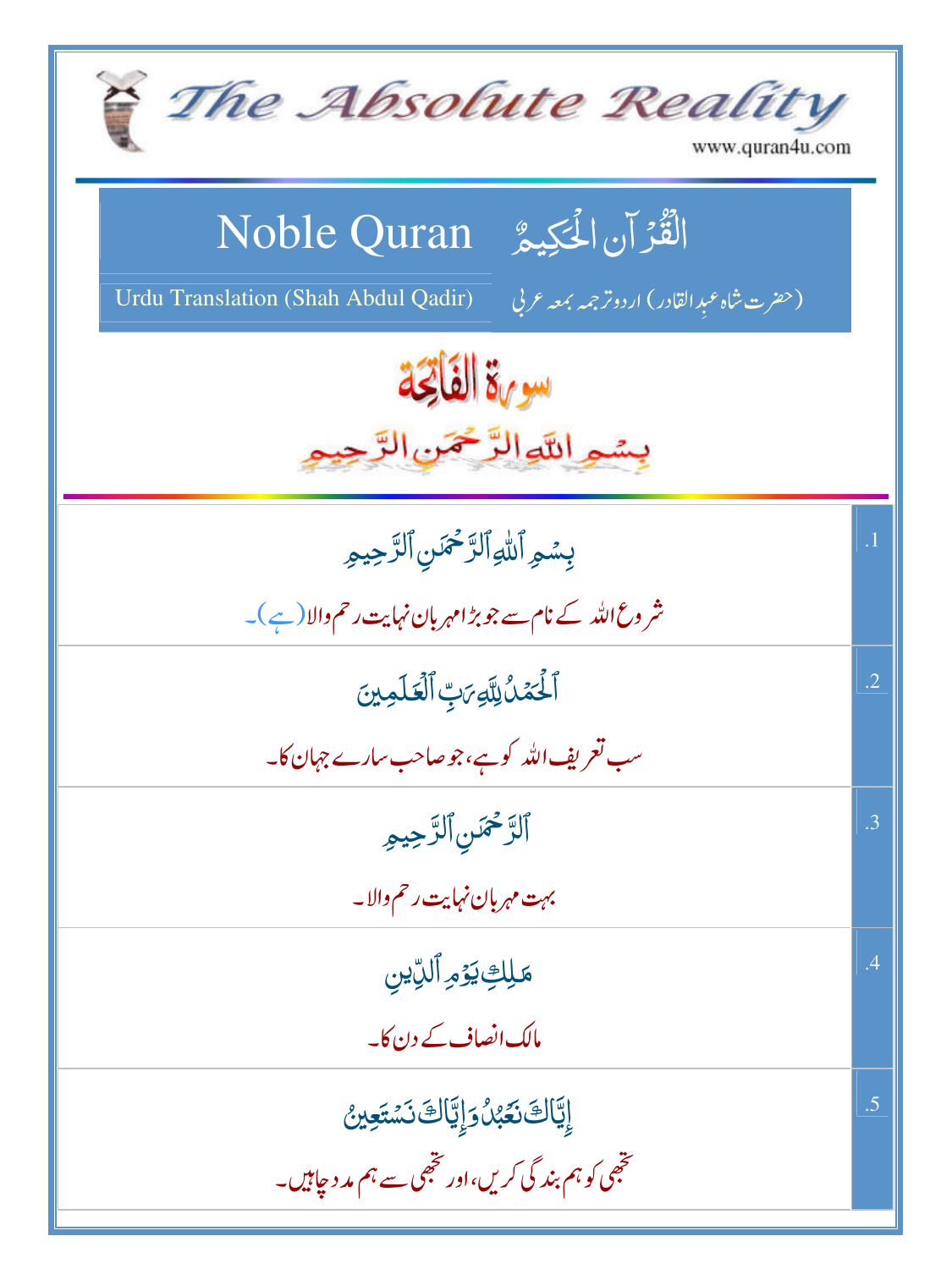# The Absolute Reality

www.quran4u.com

## Noble Quran الْقُرْآنُ الْحَكِيمُ

Urdu Translation (Shah Abdul Qadir) (حضرت شاہ عبدِالقادر) اردو ترجمہ بمعہ عربی

## سورۃ الفاتحۃ

بِسْمِ اللّٰہِ الرَّحْمٰنِ الرَّحِیْمِ

| | |
|---|---|
| .1 | بِسۡمِ ٱللَّهِ ٱلرَّحۡمَٰنِ ٱلرَّحِيمِ<br><br>شروع اللہ کے نام سے جو بڑا مہربان نہایت رحم والا (ہے)۔ |
| .2 | ٱلۡحَمۡدُ لِلَّهِ رَبِّ ٱلۡعَٰلَمِينَ<br><br>سب تعریف اللہ کو ہے، جو صاحب سارے جہان کا۔ |
| .3 | ٱلرَّحۡمَٰنِ ٱلرَّحِيمِ<br><br>بہت مہربان نہایت رحم والا۔ |
| .4 | مَٰلِكِ يَوۡمِ ٱلدِّينِ<br><br>مالک انصاف کے دن کا۔ |
| .5 | إِيَّاكَ نَعۡبُدُ وَإِيَّاكَ نَسۡتَعِينُ<br><br>تجھی کو ہم بندگی کریں، اور تجھی سے ہم مدد چاہیں۔ |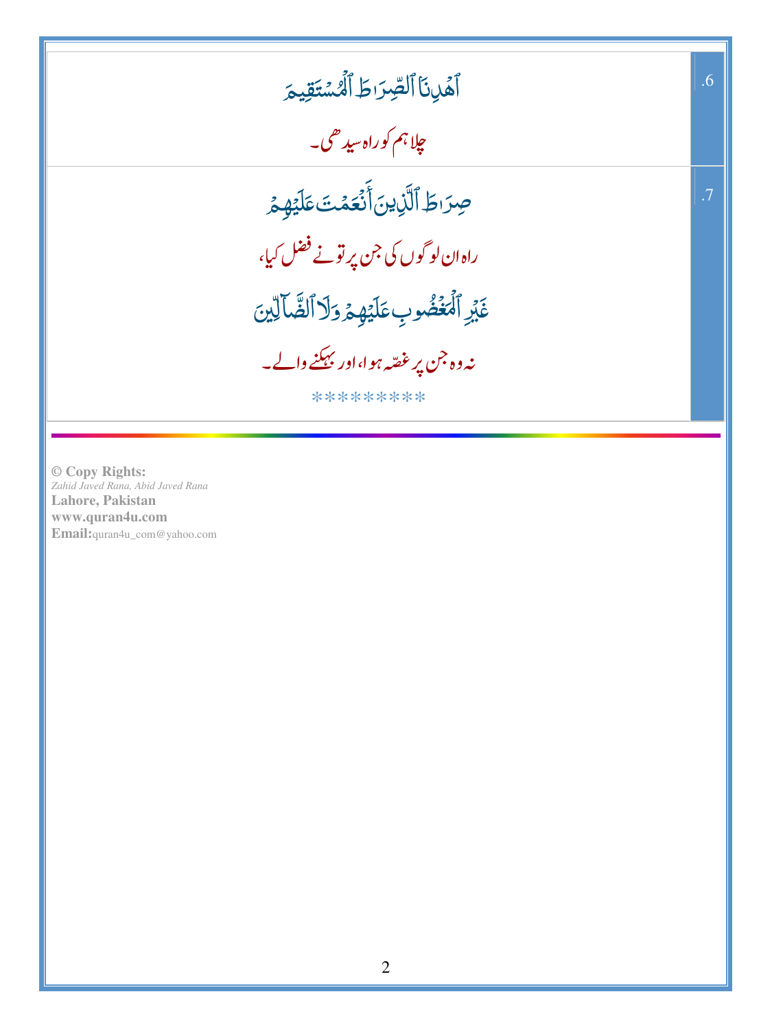| | |
|---|---|
| ٱهْدِنَا ٱلصِّرَٰطَ ٱلْمُسْتَقِيمَ<br>چلا ہم کو راہ سیدھی۔ | .6 |
| صِرَٰطَ ٱلَّذِينَ أَنْعَمْتَ عَلَيْهِمْ<br>راہ ان لوگوں کی جن پر تو نے فضل کیا،<br>غَيْرِ ٱلْمَغْضُوبِ عَلَيْهِمْ وَلَا ٱلضَّآلِّينَ<br>نہ وہ جن پر غصّہ ہوا، اور بھٹکنے والے۔<br>********* | .7 |

**© Copy Rights:**
*Zahid Javed Rana, Abid Javed Rana*
**Lahore, Pakistan**
**www.quran4u.com**
**Email:**quran4u_com@yahoo.com